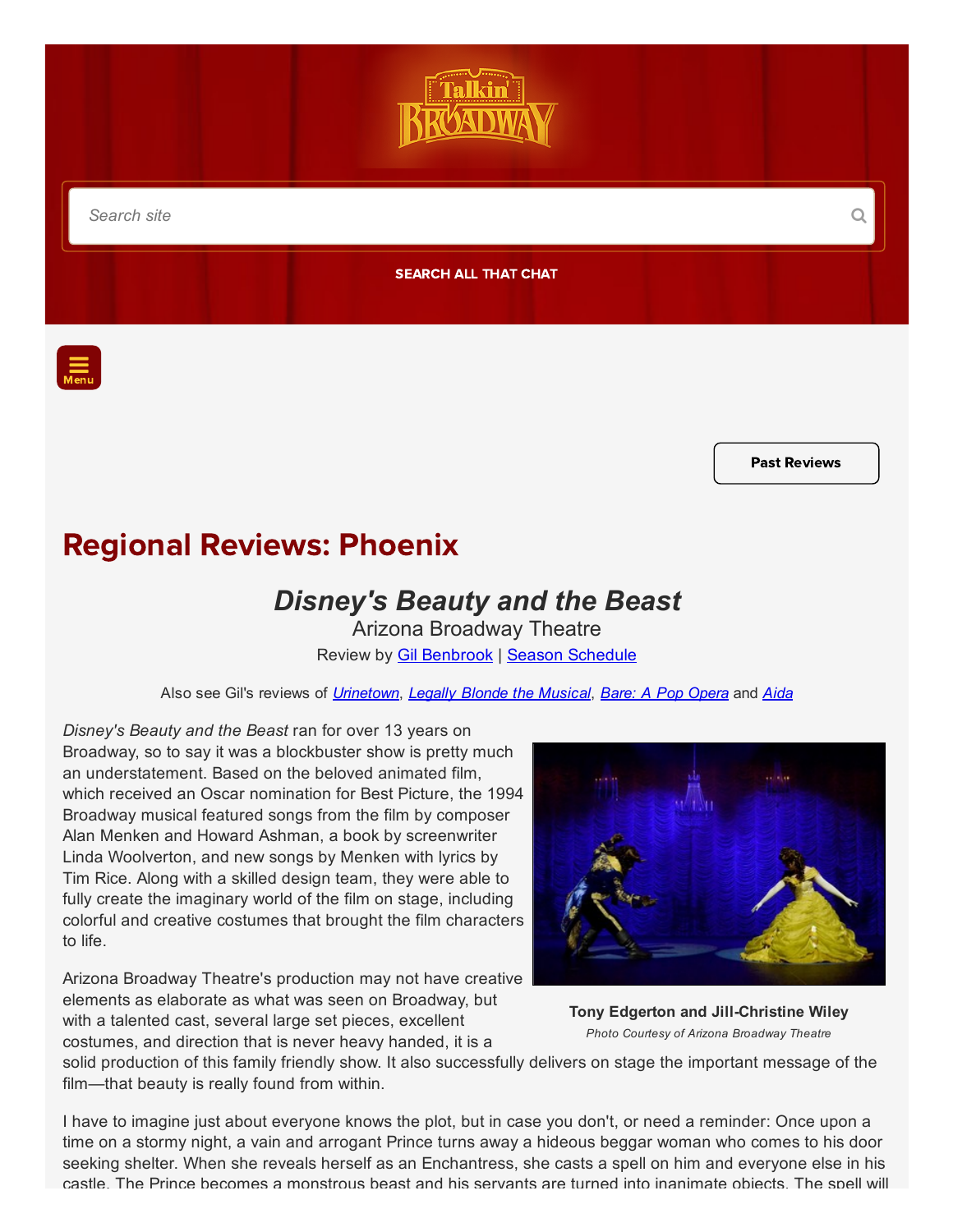Talkin' Broadway

Search site

SEARCH ALL THAT CHAT

Menu

Past Reviews

# Regional Reviews: Phoenix

## *Disney's Beauty and the Beast*

Arizona Broadway Theatre

Review by Gil Benbrook | Season Schedule

Also see Gil's reviews of *Urinetown*, *Legally Blonde the Musical*, *Bare: A Pop Opera* and *Aida*

*Disney's Beauty and the Beast* ran for over 13 years on Broadway, so to say it was a blockbuster show is pretty much an understatement. Based on the beloved animated film, which received an Oscar nomination for Best Picture, the 1994 Broadway musical featured songs from the film by composer Alan Menken and Howard Ashman, a book by screenwriter Linda Woolverton, and new songs by Menken with lyrics by Tim Rice. Along with a skilled design team, they were able to fully create the imaginary world of the film on stage, including colorful and creative costumes that brought the film characters to life.

**Tony Edgerton and Jill-Christine Wiley**

*Photo Courtesy of Arizona Broadway Theatre*

Arizona Broadway Theatre's production may not have creative elements as elaborate as what was seen on Broadway, but with a talented cast, several large set pieces, excellent costumes, and direction that is never heavy handed, it is a solid production of this family friendly show. It also successfully delivers on stage the important message of the film—that beauty is really found from within.

I have to imagine just about everyone knows the plot, but in case you don't, or need a reminder: Once upon a time on a stormy night, a vain and arrogant Prince turns away a hideous beggar woman who comes to his door seeking shelter. When she reveals herself as an Enchantress, she casts a spell on him and everyone else in his castle. The Prince becomes a monstrous beast and his servants are turned into inanimate objects. The spell will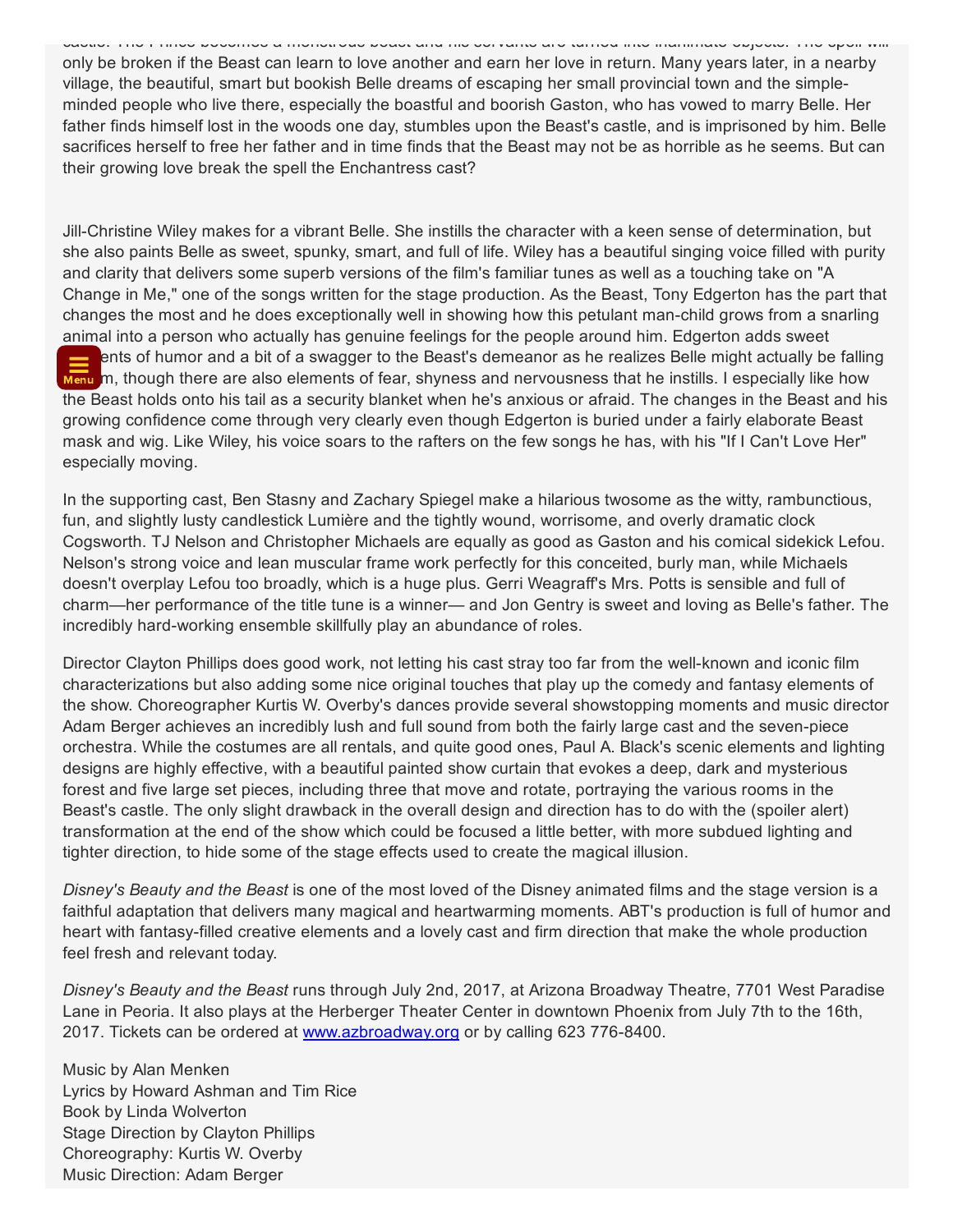castle. The Prince becomes a monstrous beast and his servants are turned into inanimate objects. The spell will only be broken if the Beast can learn to love another and earn her love in return. Many years later, in a nearby village, the beautiful, smart but bookish Belle dreams of escaping her small provincial town and the simple-minded people who live there, especially the boastful and boorish Gaston, who has vowed to marry Belle. Her father finds himself lost in the woods one day, stumbles upon the Beast's castle, and is imprisoned by him. Belle sacrifices herself to free her father and in time finds that the Beast may not be as horrible as he seems. But can their growing love break the spell the Enchantress cast?

Jill-Christine Wiley makes for a vibrant Belle. She instills the character with a keen sense of determination, but she also paints Belle as sweet, spunky, smart, and full of life. Wiley has a beautiful singing voice filled with purity and clarity that delivers some superb versions of the film's familiar tunes as well as a touching take on "A Change in Me," one of the songs written for the stage production. As the Beast, Tony Edgerton has the part that changes the most and he does exceptionally well in showing how this petulant man-child grows from a snarling animal into a person who actually has genuine feelings for the people around him. Edgerton adds sweet moments of humor and a bit of a swagger to the Beast's demeanor as he realizes Belle might actually be falling for him, though there are also elements of fear, shyness and nervousness that he instills. I especially like how the Beast holds onto his tail as a security blanket when he's anxious or afraid. The changes in the Beast and his growing confidence come through very clearly even though Edgerton is buried under a fairly elaborate Beast mask and wig. Like Wiley, his voice soars to the rafters on the few songs he has, with his "If I Can't Love Her" especially moving.

In the supporting cast, Ben Stasny and Zachary Spiegel make a hilarious twosome as the witty, rambunctious, fun, and slightly lusty candlestick Lumière and the tightly wound, worrisome, and overly dramatic clock Cogsworth. TJ Nelson and Christopher Michaels are equally as good as Gaston and his comical sidekick Lefou. Nelson's strong voice and lean muscular frame work perfectly for this conceited, burly man, while Michaels doesn't overplay Lefou too broadly, which is a huge plus. Gerri Weagraff's Mrs. Potts is sensible and full of charm—her performance of the title tune is a winner— and Jon Gentry is sweet and loving as Belle's father. The incredibly hard-working ensemble skillfully play an abundance of roles.

Director Clayton Phillips does good work, not letting his cast stray too far from the well-known and iconic film characterizations but also adding some nice original touches that play up the comedy and fantasy elements of the show. Choreographer Kurtis W. Overby's dances provide several showstopping moments and music director Adam Berger achieves an incredibly lush and full sound from both the fairly large cast and the seven-piece orchestra. While the costumes are all rentals, and quite good ones, Paul A. Black's scenic elements and lighting designs are highly effective, with a beautiful painted show curtain that evokes a deep, dark and mysterious forest and five large set pieces, including three that move and rotate, portraying the various rooms in the Beast's castle. The only slight drawback in the overall design and direction has to do with the (spoiler alert) transformation at the end of the show which could be focused a little better, with more subdued lighting and tighter direction, to hide some of the stage effects used to create the magical illusion.

*Disney's Beauty and the Beast* is one of the most loved of the Disney animated films and the stage version is a faithful adaptation that delivers many magical and heartwarming moments. ABT's production is full of humor and heart with fantasy-filled creative elements and a lovely cast and firm direction that make the whole production feel fresh and relevant today.

*Disney's Beauty and the Beast* runs through July 2nd, 2017, at Arizona Broadway Theatre, 7701 West Paradise Lane in Peoria. It also plays at the Herberger Theater Center in downtown Phoenix from July 7th to the 16th, 2017. Tickets can be ordered at www.azbroadway.org or by calling 623 776-8400.

Music by Alan Menken
Lyrics by Howard Ashman and Tim Rice
Book by Linda Wolverton
Stage Direction by Clayton Phillips
Choreography: Kurtis W. Overby
Music Direction: Adam Berger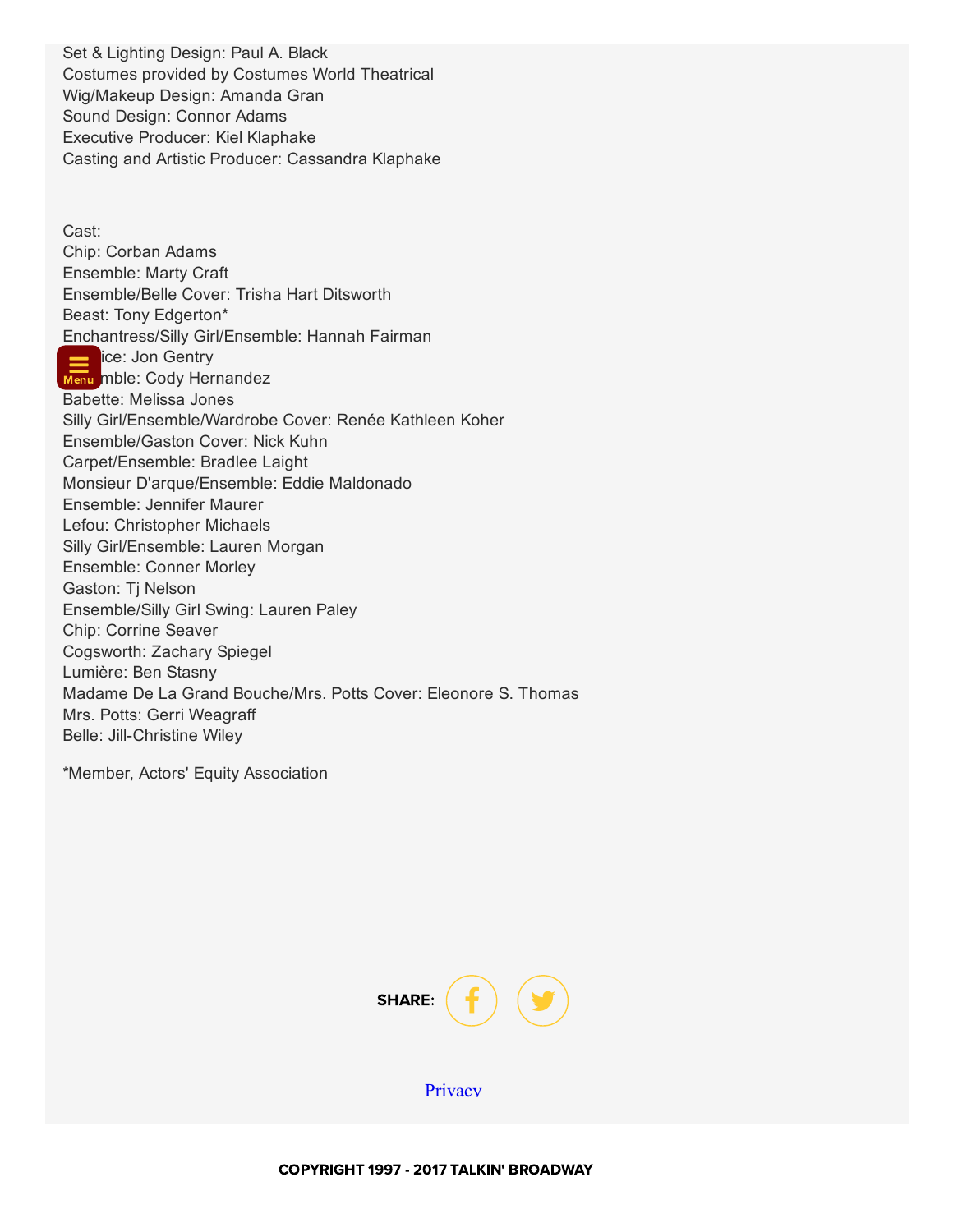Set & Lighting Design: Paul A. Black
Costumes provided by Costumes World Theatrical
Wig/Makeup Design: Amanda Gran
Sound Design: Connor Adams
Executive Producer: Kiel Klaphake
Casting and Artistic Producer: Cassandra Klaphake

Cast:
Chip: Corban Adams
Ensemble: Marty Craft
Ensemble/Belle Cover: Trisha Hart Ditsworth
Beast: Tony Edgerton*
Enchantress/Silly Girl/Ensemble: Hannah Fairman
Maurice: Jon Gentry
Ensemble: Cody Hernandez
Babette: Melissa Jones
Silly Girl/Ensemble/Wardrobe Cover: Renée Kathleen Koher
Ensemble/Gaston Cover: Nick Kuhn
Carpet/Ensemble: Bradlee Laight
Monsieur D'arque/Ensemble: Eddie Maldonado
Ensemble: Jennifer Maurer
Lefou: Christopher Michaels
Silly Girl/Ensemble: Lauren Morgan
Ensemble: Conner Morley
Gaston: Tj Nelson
Ensemble/Silly Girl Swing: Lauren Paley
Chip: Corrine Seaver
Cogsworth: Zachary Spiegel
Lumière: Ben Stasny
Madame De La Grand Bouche/Mrs. Potts Cover: Eleonore S. Thomas
Mrs. Potts: Gerri Weagraff
Belle: Jill-Christine Wiley

*Member, Actors' Equity Association